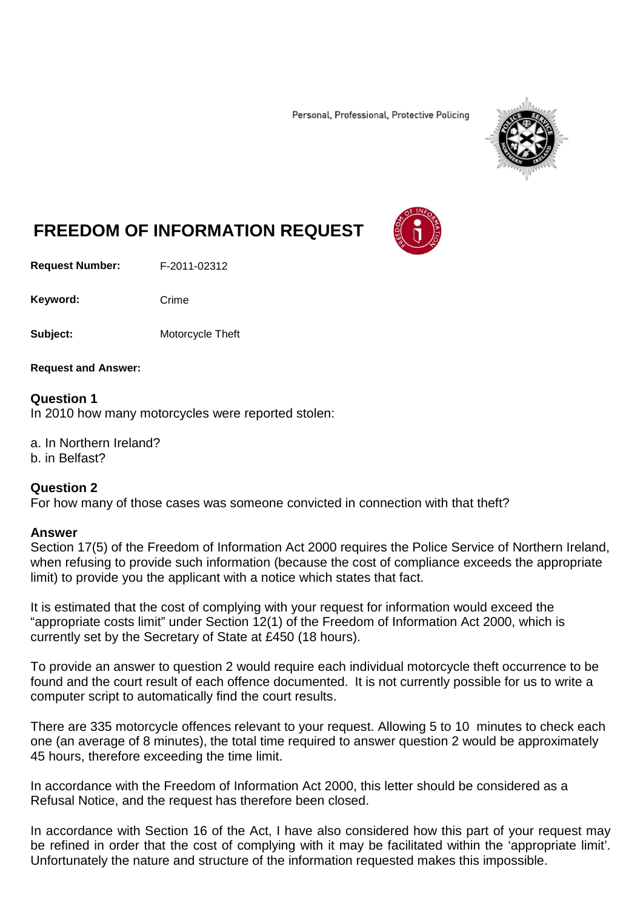Personal, Professional, Protective Policing

# FREEDOM OF INFORMATION REQUEST

**Request Number:** F-2011-02312

**Keyword:** Crime

**Subject:** Motorcycle Theft

**Request and Answer:**

**Question 1**
In 2010 how many motorcycles were reported stolen:

a. In Northern Ireland?
b. in Belfast?

**Question 2**
For how many of those cases was someone convicted in connection with that theft?

**Answer**
Section 17(5) of the Freedom of Information Act 2000 requires the Police Service of Northern Ireland, when refusing to provide such information (because the cost of compliance exceeds the appropriate limit) to provide you the applicant with a notice which states that fact.

It is estimated that the cost of complying with your request for information would exceed the "appropriate costs limit" under Section 12(1) of the Freedom of Information Act 2000, which is currently set by the Secretary of State at £450 (18 hours).

To provide an answer to question 2 would require each individual motorcycle theft occurrence to be found and the court result of each offence documented. It is not currently possible for us to write a computer script to automatically find the court results.

There are 335 motorcycle offences relevant to your request. Allowing 5 to 10 minutes to check each one (an average of 8 minutes), the total time required to answer question 2 would be approximately 45 hours, therefore exceeding the time limit.

In accordance with the Freedom of Information Act 2000, this letter should be considered as a Refusal Notice, and the request has therefore been closed.

In accordance with Section 16 of the Act, I have also considered how this part of your request may be refined in order that the cost of complying with it may be facilitated within the 'appropriate limit'. Unfortunately the nature and structure of the information requested makes this impossible.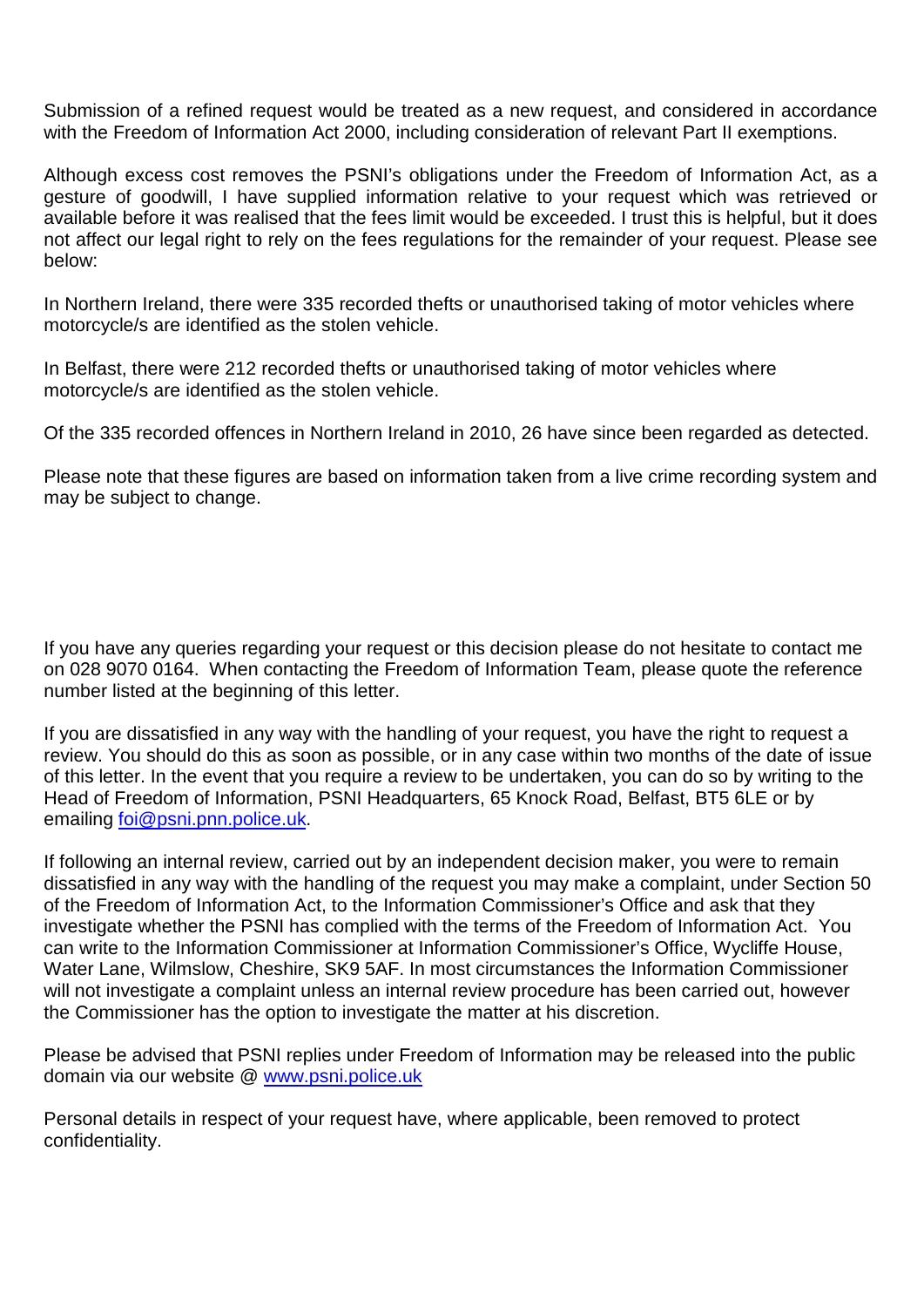Submission of a refined request would be treated as a new request, and considered in accordance with the Freedom of Information Act 2000, including consideration of relevant Part II exemptions.

Although excess cost removes the PSNI's obligations under the Freedom of Information Act, as a gesture of goodwill, I have supplied information relative to your request which was retrieved or available before it was realised that the fees limit would be exceeded. I trust this is helpful, but it does not affect our legal right to rely on the fees regulations for the remainder of your request. Please see below:

In Northern Ireland, there were 335 recorded thefts or unauthorised taking of motor vehicles where motorcycle/s are identified as the stolen vehicle.

In Belfast, there were 212 recorded thefts or unauthorised taking of motor vehicles where motorcycle/s are identified as the stolen vehicle.

Of the 335 recorded offences in Northern Ireland in 2010, 26 have since been regarded as detected.

Please note that these figures are based on information taken from a live crime recording system and may be subject to change.

If you have any queries regarding your request or this decision please do not hesitate to contact me on 028 9070 0164. When contacting the Freedom of Information Team, please quote the reference number listed at the beginning of this letter.

If you are dissatisfied in any way with the handling of your request, you have the right to request a review. You should do this as soon as possible, or in any case within two months of the date of issue of this letter. In the event that you require a review to be undertaken, you can do so by writing to the Head of Freedom of Information, PSNI Headquarters, 65 Knock Road, Belfast, BT5 6LE or by emailing [foi@psni.pnn.police.uk](mailto:foi@psni.pnn.police.uk).

If following an internal review, carried out by an independent decision maker, you were to remain dissatisfied in any way with the handling of the request you may make a complaint, under Section 50 of the Freedom of Information Act, to the Information Commissioner's Office and ask that they investigate whether the PSNI has complied with the terms of the Freedom of Information Act. You can write to the Information Commissioner at Information Commissioner's Office, Wycliffe House, Water Lane, Wilmslow, Cheshire, SK9 5AF. In most circumstances the Information Commissioner will not investigate a complaint unless an internal review procedure has been carried out, however the Commissioner has the option to investigate the matter at his discretion.

Please be advised that PSNI replies under Freedom of Information may be released into the public domain via our website @ [www.psni.police.uk](http://www.psni.police.uk)

Personal details in respect of your request have, where applicable, been removed to protect confidentiality.